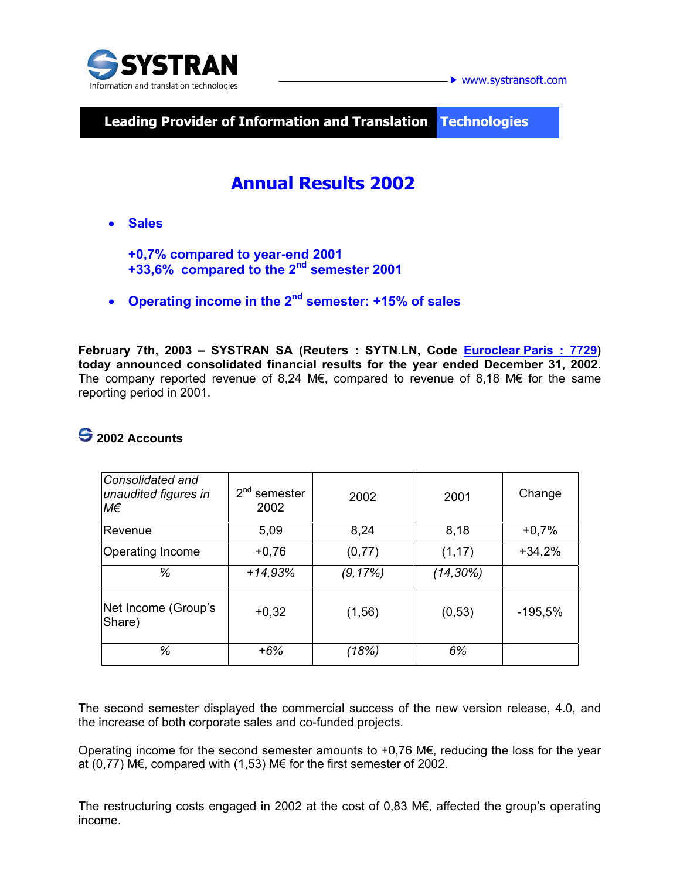SYSTRAN
Information and translation technologies

www.systransoft.com

**Leading Provider of Information and Translation Technologies**

# Annual Results 2002

- **Sales**

  **+0,7% compared to year-end 2001**
  **+33,6% compared to the 2nd semester 2001**

- **Operating income in the 2nd semester: +15% of sales**

**February 7th, 2003 – SYSTRAN SA (Reuters : SYTN.LN, Code Euroclear Paris : 7729) today announced consolidated financial results for the year ended December 31, 2002.** The company reported revenue of 8,24 M€, compared to revenue of 8,18 M€ for the same reporting period in 2001.

## 2002 Accounts

| *Consolidated and unaudited figures in M€* | 2nd semester 2002 | 2002 | 2001 | Change |
|---|---|---|---|---|
| Revenue | 5,09 | 8,24 | 8,18 | +0,7% |
| Operating Income | +0,76 | (0,77) | (1,17) | +34,2% |
| *%* | *+14,93%* | *(9,17%)* | *(14,30%)* | |
| Net Income (Group's Share) | +0,32 | (1,56) | (0,53) | -195,5% |
| *%* | *+6%* | *(18%)* | *6%* | |

The second semester displayed the commercial success of the new version release, 4.0, and the increase of both corporate sales and co-funded projects.

Operating income for the second semester amounts to +0,76 M€, reducing the loss for the year at (0,77) M€, compared with (1,53) M€ for the first semester of 2002.

The restructuring costs engaged in 2002 at the cost of 0,83 M€, affected the group's operating income.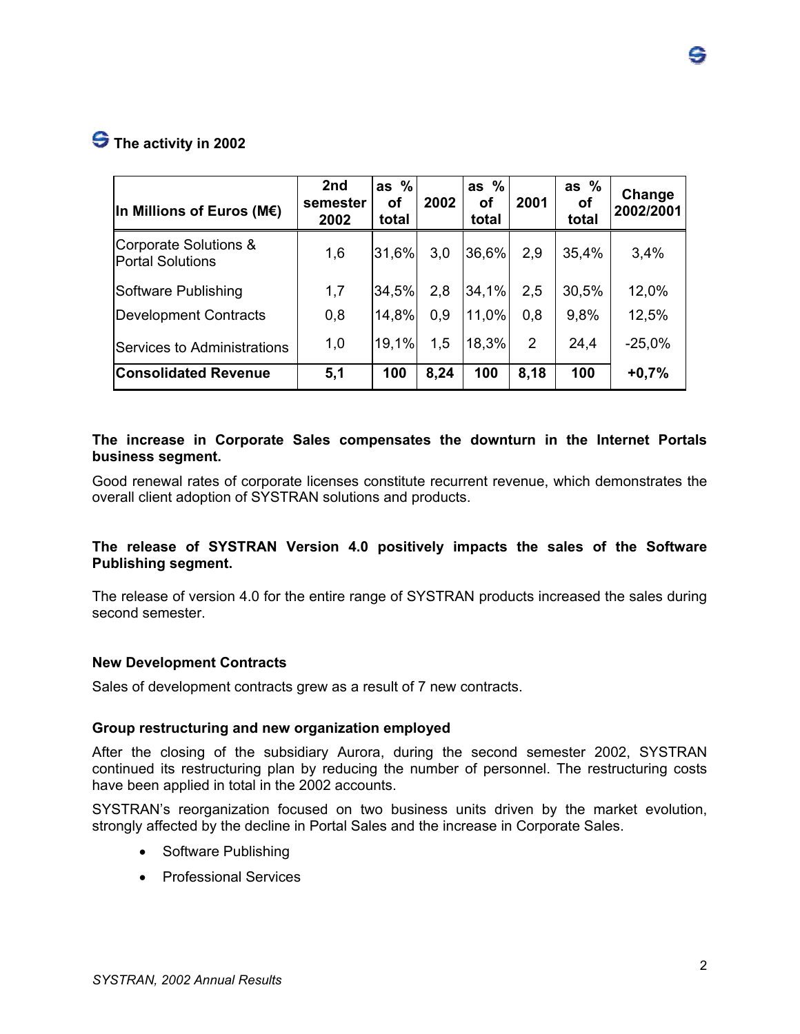## The activity in 2002

| In Millions of Euros (M€) | 2nd semester 2002 | as % of total | 2002 | as % of total | 2001 | as % of total | Change 2002/2001 |
|---|---|---|---|---|---|---|---|
| Corporate Solutions & Portal Solutions | 1,6 | 31,6% | 3,0 | 36,6% | 2,9 | 35,4% | 3,4% |
| Software Publishing | 1,7 | 34,5% | 2,8 | 34,1% | 2,5 | 30,5% | 12,0% |
| Development Contracts | 0,8 | 14,8% | 0,9 | 11,0% | 0,8 | 9,8% | 12,5% |
| Services to Administrations | 1,0 | 19,1% | 1,5 | 18,3% | 2 | 24,4 | -25,0% |
| **Consolidated Revenue** | **5,1** | **100** | **8,24** | **100** | **8,18** | **100** | **+0,7%** |

**The increase in Corporate Sales compensates the downturn in the Internet Portals business segment.**

Good renewal rates of corporate licenses constitute recurrent revenue, which demonstrates the overall client adoption of SYSTRAN solutions and products.

**The release of SYSTRAN Version 4.0 positively impacts the sales of the Software Publishing segment.**

The release of version 4.0 for the entire range of SYSTRAN products increased the sales during second semester.

**New Development Contracts**

Sales of development contracts grew as a result of 7 new contracts.

**Group restructuring and new organization employed**

After the closing of the subsidiary Aurora, during the second semester 2002, SYSTRAN continued its restructuring plan by reducing the number of personnel. The restructuring costs have been applied in total in the 2002 accounts.

SYSTRAN's reorganization focused on two business units driven by the market evolution, strongly affected by the decline in Portal Sales and the increase in Corporate Sales.

- Software Publishing
- Professional Services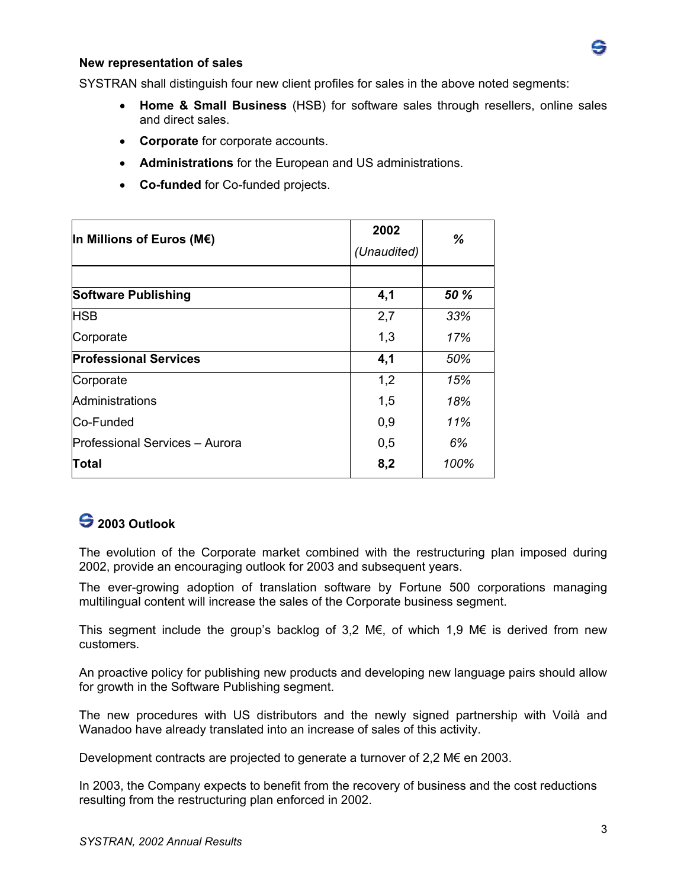**New representation of sales**

SYSTRAN shall distinguish four new client profiles for sales in the above noted segments:

- **Home & Small Business** (HSB) for software sales through resellers, online sales and direct sales.
- **Corporate** for corporate accounts.
- **Administrations** for the European and US administrations.
- **Co-funded** for Co-funded projects.

| In Millions of Euros (M€) | 2002 *(Unaudited)* | % |
|---|---|---|
| | | |
| **Software Publishing** | **4,1** | ***50 %*** |
| HSB | 2,7 | *33%* |
| Corporate | 1,3 | *17%* |
| **Professional Services** | **4,1** | *50%* |
| Corporate | 1,2 | *15%* |
| Administrations | 1,5 | *18%* |
| Co-Funded | 0,9 | *11%* |
| Professional Services – Aurora | 0,5 | *6%* |
| **Total** | **8,2** | *100%* |

## 2003 Outlook

The evolution of the Corporate market combined with the restructuring plan imposed during 2002, provide an encouraging outlook for 2003 and subsequent years.

The ever-growing adoption of translation software by Fortune 500 corporations managing multilingual content will increase the sales of the Corporate business segment.

This segment include the group's backlog of 3,2 M€, of which 1,9 M€ is derived from new customers.

An proactive policy for publishing new products and developing new language pairs should allow for growth in the Software Publishing segment.

The new procedures with US distributors and the newly signed partnership with Voilà and Wanadoo have already translated into an increase of sales of this activity.

Development contracts are projected to generate a turnover of 2,2 M€ en 2003.

In 2003, the Company expects to benefit from the recovery of business and the cost reductions resulting from the restructuring plan enforced in 2002.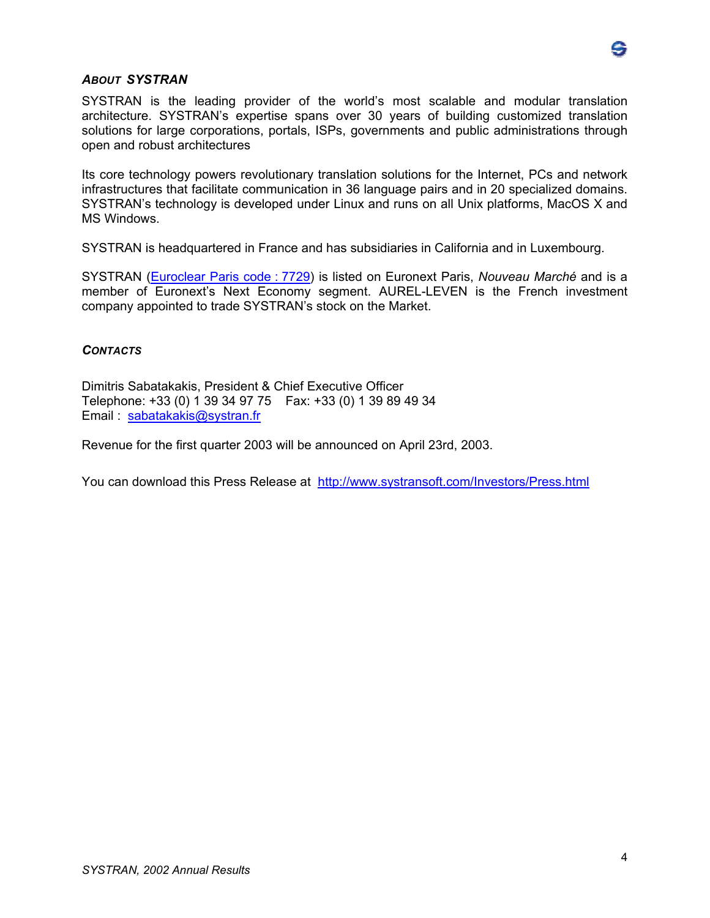### *ABOUT SYSTRAN*

SYSTRAN is the leading provider of the world's most scalable and modular translation architecture. SYSTRAN's expertise spans over 30 years of building customized translation solutions for large corporations, portals, ISPs, governments and public administrations through open and robust architectures

Its core technology powers revolutionary translation solutions for the Internet, PCs and network infrastructures that facilitate communication in 36 language pairs and in 20 specialized domains. SYSTRAN's technology is developed under Linux and runs on all Unix platforms, MacOS X and MS Windows.

SYSTRAN is headquartered in France and has subsidiaries in California and in Luxembourg.

SYSTRAN (Euroclear Paris code : 7729) is listed on Euronext Paris, *Nouveau Marché* and is a member of Euronext's Next Economy segment. AUREL-LEVEN is the French investment company appointed to trade SYSTRAN's stock on the Market.

### *CONTACTS*

Dimitris Sabatakakis, President & Chief Executive Officer
Telephone: +33 (0) 1 39 34 97 75    Fax: +33 (0) 1 39 89 49 34
Email : sabatakakis@systran.fr

Revenue for the first quarter 2003 will be announced on April 23rd, 2003.

You can download this Press Release at http://www.systransoft.com/Investors/Press.html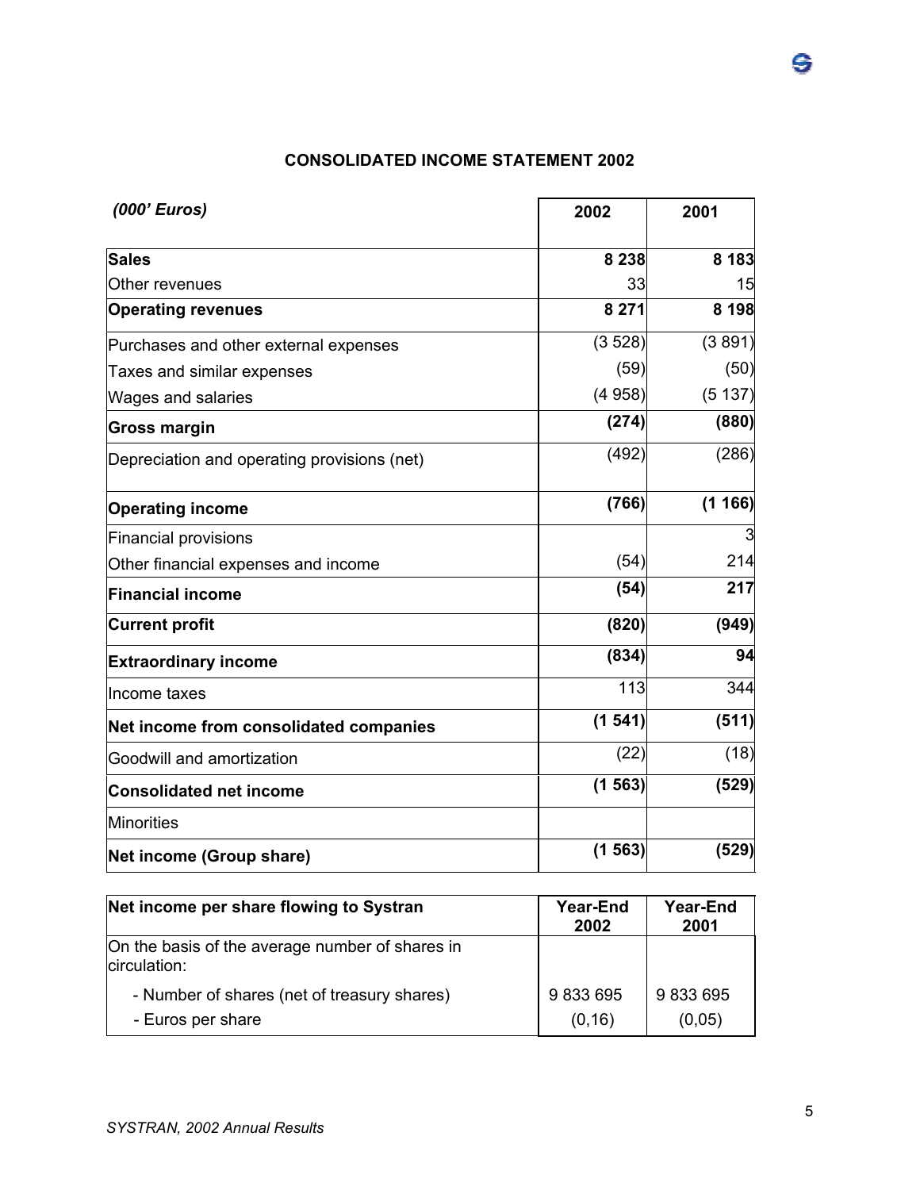## CONSOLIDATED INCOME STATEMENT 2002

| *(000' Euros)* | 2002 | 2001 |
|---|---|---|
| **Sales** | **8 238** | **8 183** |
| Other revenues | 33 | 15 |
| **Operating revenues** | **8 271** | **8 198** |
| Purchases and other external expenses | (3 528) | (3 891) |
| Taxes and similar expenses | (59) | (50) |
| Wages and salaries | (4 958) | (5 137) |
| **Gross margin** | **(274)** | **(880)** |
| Depreciation and operating provisions (net) | (492) | (286) |
| **Operating income** | **(766)** | **(1 166)** |
| Financial provisions | | 3 |
| Other financial expenses and income | (54) | 214 |
| **Financial income** | **(54)** | **217** |
| **Current profit** | **(820)** | **(949)** |
| **Extraordinary income** | **(834)** | **94** |
| Income taxes | 113 | 344 |
| **Net income from consolidated companies** | **(1 541)** | **(511)** |
| Goodwill and amortization | (22) | (18) |
| **Consolidated net income** | **(1 563)** | **(529)** |
| Minorities | | |
| **Net income (Group share)** | **(1 563)** | **(529)** |

| **Net income per share flowing to Systran** | **Year-End 2002** | **Year-End 2001** |
|---|---|---|
| On the basis of the average number of shares in circulation: | | |
| - Number of shares (net of treasury shares) | 9 833 695 | 9 833 695 |
| - Euros per share | (0,16) | (0,05) |